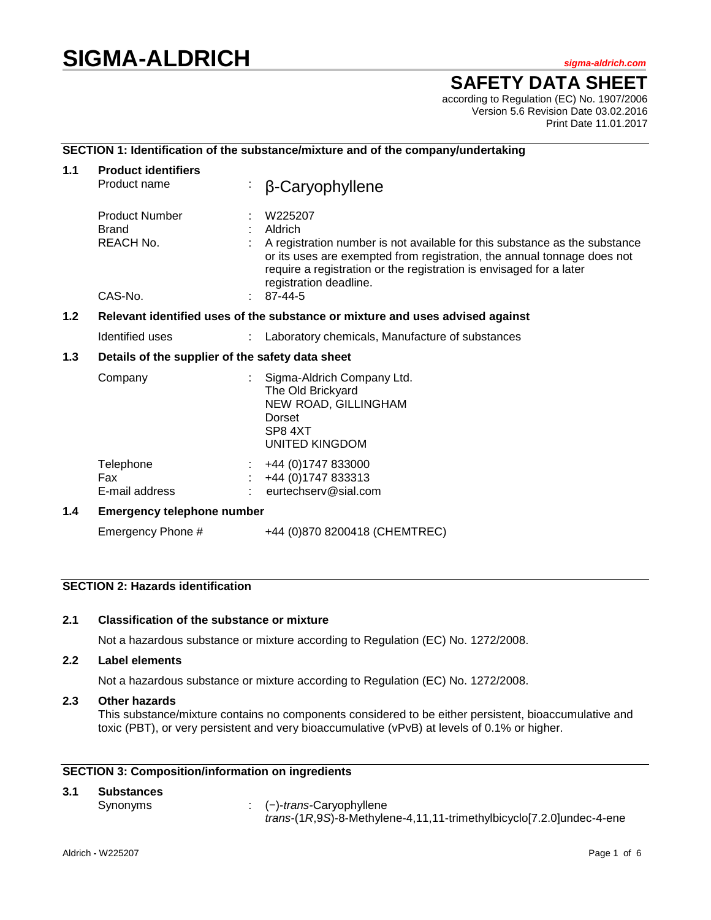# SIGMA-ALDRICH

sigma-aldrich.com

## SAFETY DATA SHEET

according to Regulation (EC) No. 1907/2006
Version 5.6 Revision Date 03.02.2016
Print Date 11.01.2017

### SECTION 1: Identification of the substance/mixture and of the company/undertaking

**1.1 Product identifiers**

| | | |
|---|---|---|
| Product name | : | β-Caryophyllene |
| Product Number | : | W225207 |
| Brand | : | Aldrich |
| REACH No. | : | A registration number is not available for this substance as the substance or its uses are exempted from registration, the annual tonnage does not require a registration or the registration is envisaged for a later registration deadline. |
| CAS-No. | : | 87-44-5 |

**1.2 Relevant identified uses of the substance or mixture and uses advised against**

| | | |
|---|---|---|
| Identified uses | : | Laboratory chemicals, Manufacture of substances |

**1.3 Details of the supplier of the safety data sheet**

| | | |
|---|---|---|
| Company | : | Sigma-Aldrich Company Ltd.<br>The Old Brickyard<br>NEW ROAD, GILLINGHAM<br>Dorset<br>SP8 4XT<br>UNITED KINGDOM |
| Telephone | : | +44 (0)1747 833000 |
| Fax | : | +44 (0)1747 833313 |
| E-mail address | : | eurtechserv@sial.com |

**1.4 Emergency telephone number**

Emergency Phone # +44 (0)870 8200418 (CHEMTREC)

### SECTION 2: Hazards identification

**2.1 Classification of the substance or mixture**

Not a hazardous substance or mixture according to Regulation (EC) No. 1272/2008.

**2.2 Label elements**

Not a hazardous substance or mixture according to Regulation (EC) No. 1272/2008.

**2.3 Other hazards**

This substance/mixture contains no components considered to be either persistent, bioaccumulative and toxic (PBT), or very persistent and very bioaccumulative (vPvB) at levels of 0.1% or higher.

### SECTION 3: Composition/information on ingredients

**3.1 Substances**

| | | |
|---|---|---|
| Synonyms | : | (−)-*trans*-Caryophyllene<br>*trans*-(1*R*,9*S*)-8-Methylene-4,11,11-trimethylbicyclo[7.2.0]undec-4-ene |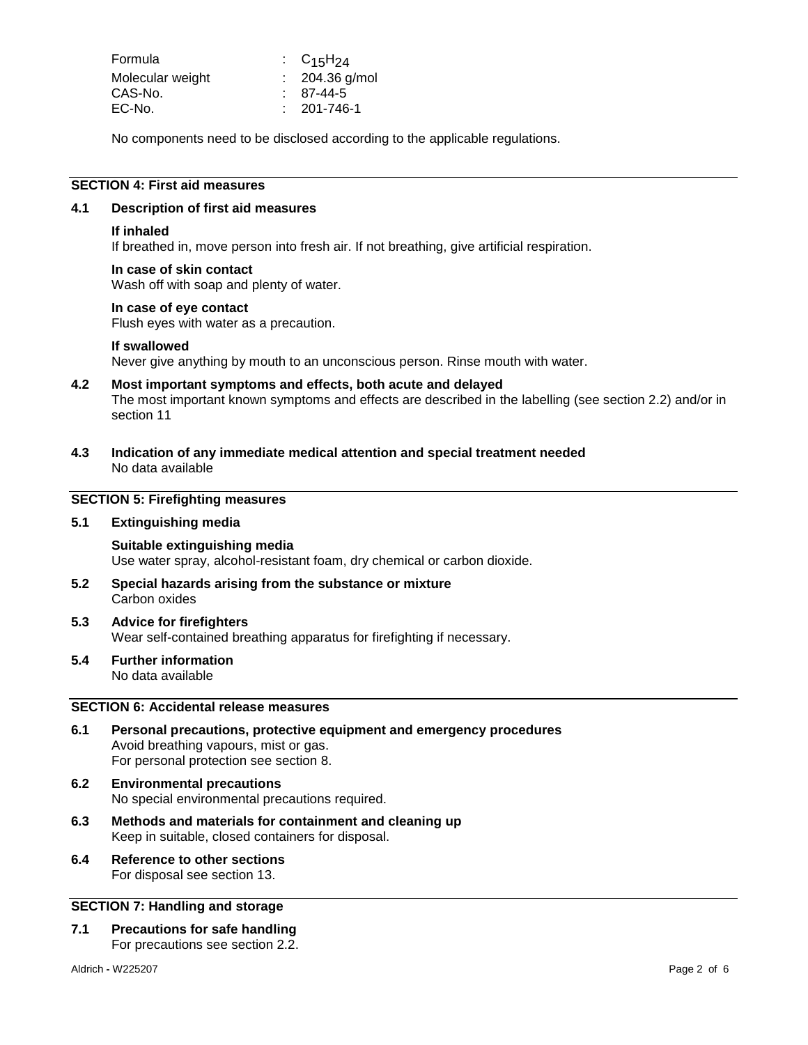| | | |
|---|---|---|
| Formula | : | $C_{15}H_{24}$ |
| Molecular weight | : | 204.36 g/mol |
| CAS-No. | : | 87-44-5 |
| EC-No. | : | 201-746-1 |

No components need to be disclosed according to the applicable regulations.

## SECTION 4: First aid measures

### 4.1 Description of first aid measures

**If inhaled**
If breathed in, move person into fresh air. If not breathing, give artificial respiration.

**In case of skin contact**
Wash off with soap and plenty of water.

**In case of eye contact**
Flush eyes with water as a precaution.

**If swallowed**
Never give anything by mouth to an unconscious person. Rinse mouth with water.

### 4.2 Most important symptoms and effects, both acute and delayed

The most important known symptoms and effects are described in the labelling (see section 2.2) and/or in section 11

### 4.3 Indication of any immediate medical attention and special treatment needed

No data available

## SECTION 5: Firefighting measures

### 5.1 Extinguishing media

**Suitable extinguishing media**
Use water spray, alcohol-resistant foam, dry chemical or carbon dioxide.

### 5.2 Special hazards arising from the substance or mixture

Carbon oxides

### 5.3 Advice for firefighters

Wear self-contained breathing apparatus for firefighting if necessary.

### 5.4 Further information

No data available

## SECTION 6: Accidental release measures

### 6.1 Personal precautions, protective equipment and emergency procedures

Avoid breathing vapours, mist or gas.
For personal protection see section 8.

### 6.2 Environmental precautions

No special environmental precautions required.

### 6.3 Methods and materials for containment and cleaning up

Keep in suitable, closed containers for disposal.

### 6.4 Reference to other sections

For disposal see section 13.

## SECTION 7: Handling and storage

### 7.1 Precautions for safe handling

For precautions see section 2.2.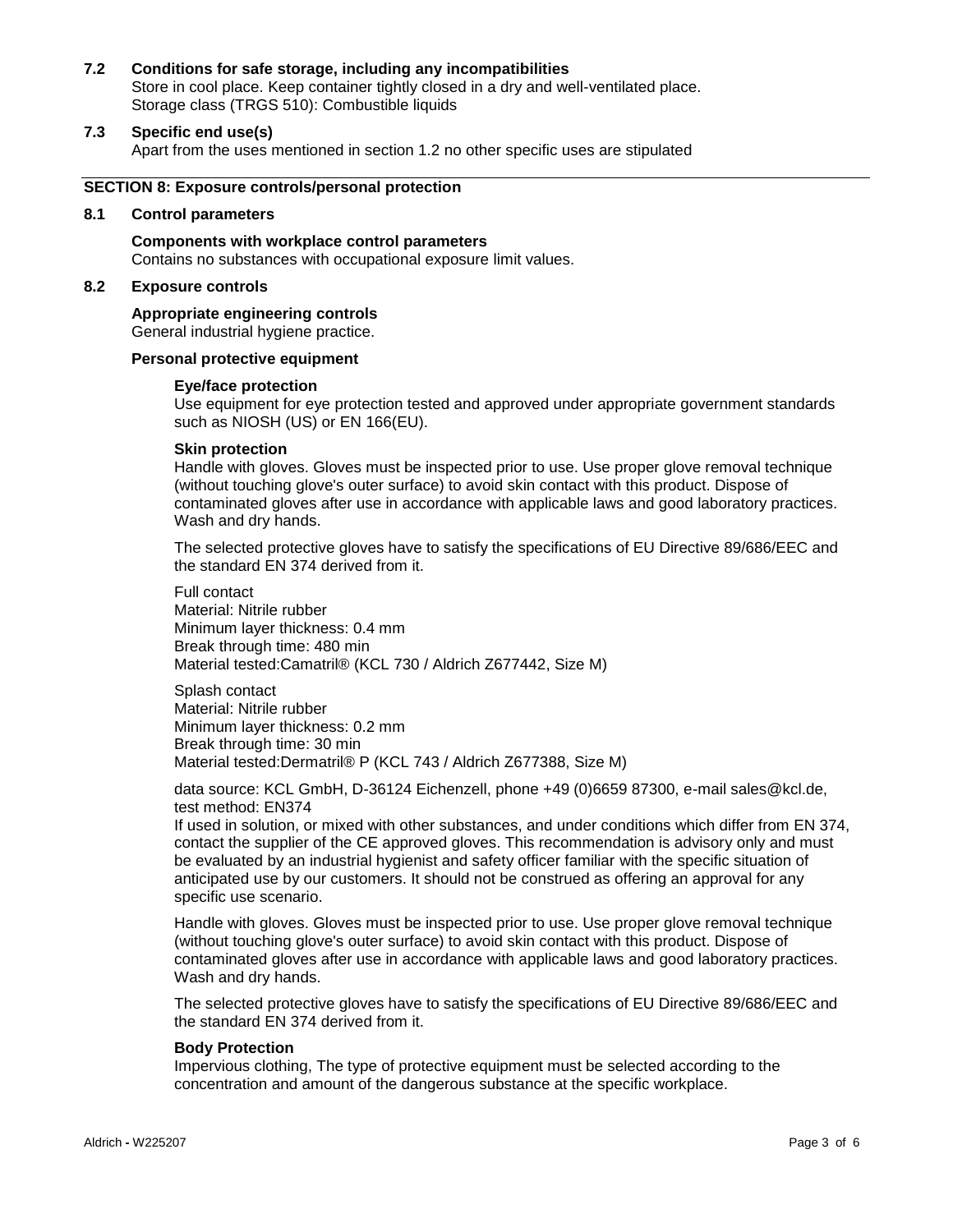### 7.2 Conditions for safe storage, including any incompatibilities

Store in cool place. Keep container tightly closed in a dry and well-ventilated place.
Storage class (TRGS 510): Combustible liquids

### 7.3 Specific end use(s)

Apart from the uses mentioned in section 1.2 no other specific uses are stipulated

## SECTION 8: Exposure controls/personal protection

### 8.1 Control parameters

**Components with workplace control parameters**
Contains no substances with occupational exposure limit values.

### 8.2 Exposure controls

**Appropriate engineering controls**
General industrial hygiene practice.

**Personal protective equipment**

**Eye/face protection**
Use equipment for eye protection tested and approved under appropriate government standards such as NIOSH (US) or EN 166(EU).

**Skin protection**
Handle with gloves. Gloves must be inspected prior to use. Use proper glove removal technique (without touching glove's outer surface) to avoid skin contact with this product. Dispose of contaminated gloves after use in accordance with applicable laws and good laboratory practices. Wash and dry hands.

The selected protective gloves have to satisfy the specifications of EU Directive 89/686/EEC and the standard EN 374 derived from it.

Full contact
Material: Nitrile rubber
Minimum layer thickness: 0.4 mm
Break through time: 480 min
Material tested:Camatril® (KCL 730 / Aldrich Z677442, Size M)

Splash contact
Material: Nitrile rubber
Minimum layer thickness: 0.2 mm
Break through time: 30 min
Material tested:Dermatril® P (KCL 743 / Aldrich Z677388, Size M)

data source: KCL GmbH, D-36124 Eichenzell, phone +49 (0)6659 87300, e-mail sales@kcl.de, test method: EN374
If used in solution, or mixed with other substances, and under conditions which differ from EN 374, contact the supplier of the CE approved gloves. This recommendation is advisory only and must be evaluated by an industrial hygienist and safety officer familiar with the specific situation of anticipated use by our customers. It should not be construed as offering an approval for any specific use scenario.

Handle with gloves. Gloves must be inspected prior to use. Use proper glove removal technique (without touching glove's outer surface) to avoid skin contact with this product. Dispose of contaminated gloves after use in accordance with applicable laws and good laboratory practices. Wash and dry hands.

The selected protective gloves have to satisfy the specifications of EU Directive 89/686/EEC and the standard EN 374 derived from it.

**Body Protection**
Impervious clothing, The type of protective equipment must be selected according to the concentration and amount of the dangerous substance at the specific workplace.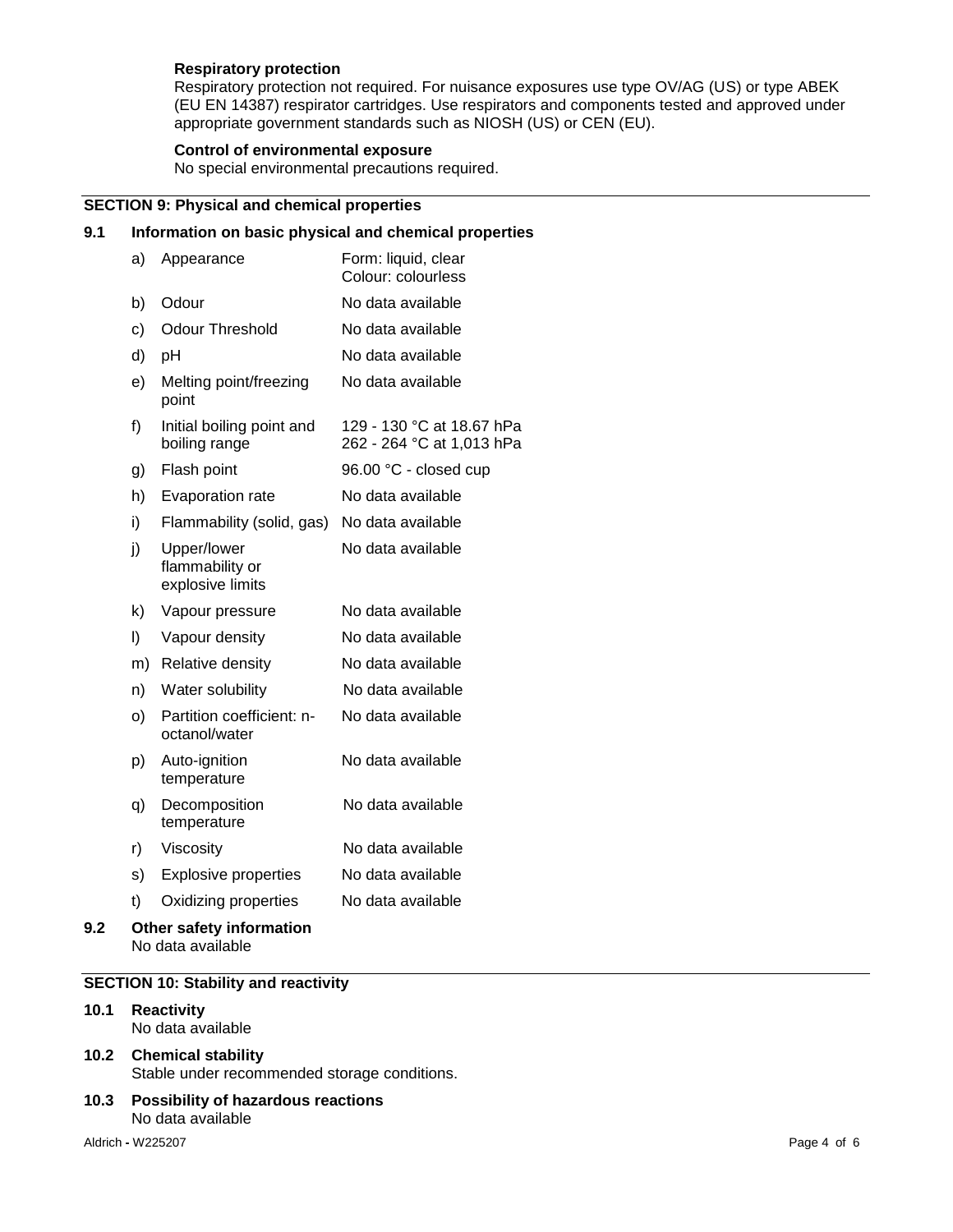**Respiratory protection**
Respiratory protection not required. For nuisance exposures use type OV/AG (US) or type ABEK (EU EN 14387) respirator cartridges. Use respirators and components tested and approved under appropriate government standards such as NIOSH (US) or CEN (EU).

**Control of environmental exposure**
No special environmental precautions required.

## SECTION 9: Physical and chemical properties

### 9.1 Information on basic physical and chemical properties

| | Property | Value |
|---|---|---|
| a) | Appearance | Form: liquid, clear<br>Colour: colourless |
| b) | Odour | No data available |
| c) | Odour Threshold | No data available |
| d) | pH | No data available |
| e) | Melting point/freezing point | No data available |
| f) | Initial boiling point and boiling range | 129 - 130 °C at 18.67 hPa<br>262 - 264 °C at 1,013 hPa |
| g) | Flash point | 96.00 °C - closed cup |
| h) | Evaporation rate | No data available |
| i) | Flammability (solid, gas) | No data available |
| j) | Upper/lower flammability or explosive limits | No data available |
| k) | Vapour pressure | No data available |
| l) | Vapour density | No data available |
| m) | Relative density | No data available |
| n) | Water solubility | No data available |
| o) | Partition coefficient: n-octanol/water | No data available |
| p) | Auto-ignition temperature | No data available |
| q) | Decomposition temperature | No data available |
| r) | Viscosity | No data available |
| s) | Explosive properties | No data available |
| t) | Oxidizing properties | No data available |

### 9.2 Other safety information
No data available

## SECTION 10: Stability and reactivity

### 10.1 Reactivity
No data available

### 10.2 Chemical stability
Stable under recommended storage conditions.

### 10.3 Possibility of hazardous reactions
No data available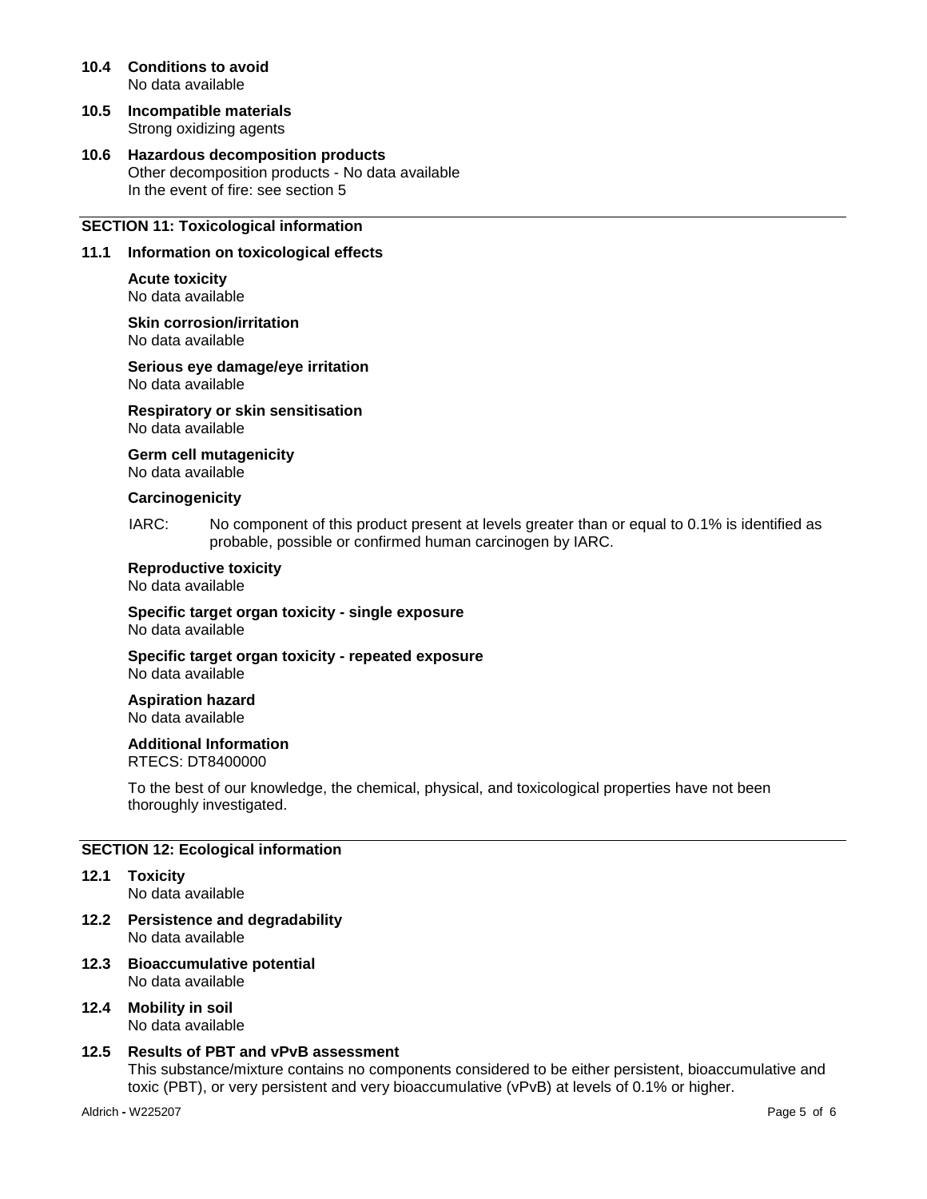**10.4 Conditions to avoid**
No data available

**10.5 Incompatible materials**
Strong oxidizing agents

**10.6 Hazardous decomposition products**
Other decomposition products - No data available
In the event of fire: see section 5

## SECTION 11: Toxicological information

**11.1 Information on toxicological effects**

**Acute toxicity**
No data available

**Skin corrosion/irritation**
No data available

**Serious eye damage/eye irritation**
No data available

**Respiratory or skin sensitisation**
No data available

**Germ cell mutagenicity**
No data available

**Carcinogenicity**

IARC: No component of this product present at levels greater than or equal to 0.1% is identified as probable, possible or confirmed human carcinogen by IARC.

**Reproductive toxicity**
No data available

**Specific target organ toxicity - single exposure**
No data available

**Specific target organ toxicity - repeated exposure**
No data available

**Aspiration hazard**
No data available

**Additional Information**
RTECS: DT8400000

To the best of our knowledge, the chemical, physical, and toxicological properties have not been thoroughly investigated.

## SECTION 12: Ecological information

**12.1 Toxicity**
No data available

**12.2 Persistence and degradability**
No data available

**12.3 Bioaccumulative potential**
No data available

**12.4 Mobility in soil**
No data available

**12.5 Results of PBT and vPvB assessment**
This substance/mixture contains no components considered to be either persistent, bioaccumulative and toxic (PBT), or very persistent and very bioaccumulative (vPvB) at levels of 0.1% or higher.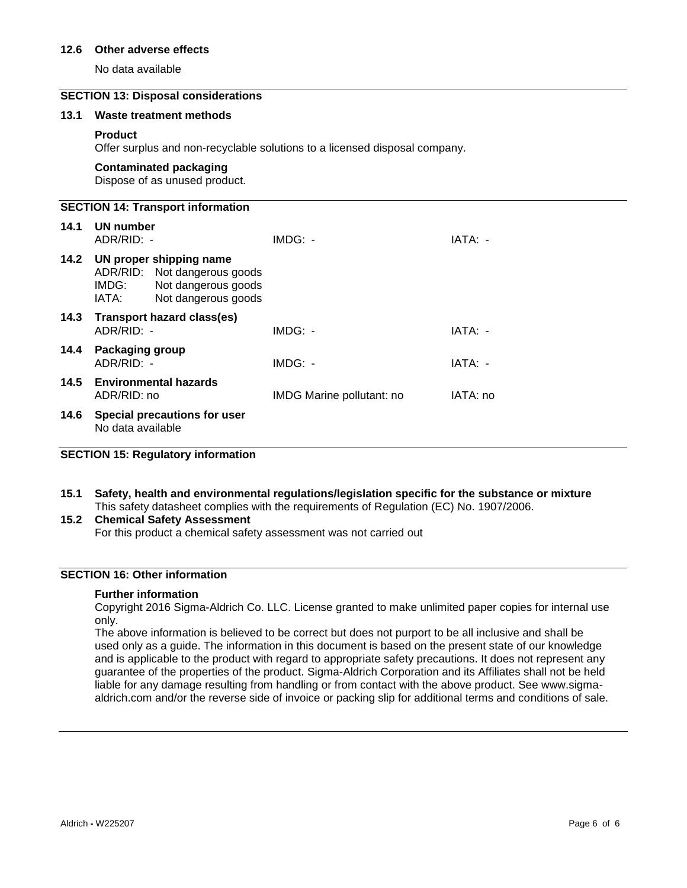### 12.6 Other adverse effects

No data available

## SECTION 13: Disposal considerations

### 13.1 Waste treatment methods

**Product**
Offer surplus and non-recyclable solutions to a licensed disposal company.

**Contaminated packaging**
Dispose of as unused product.

## SECTION 14: Transport information

### 14.1 UN number

| | | |
|---|---|---|
| ADR/RID: - | IMDG: - | IATA: - |

### 14.2 UN proper shipping name

| | |
|---|---|
| ADR/RID: | Not dangerous goods |
| IMDG: | Not dangerous goods |
| IATA: | Not dangerous goods |

### 14.3 Transport hazard class(es)

| | | |
|---|---|---|
| ADR/RID: - | IMDG: - | IATA: - |

### 14.4 Packaging group

| | | |
|---|---|---|
| ADR/RID: - | IMDG: - | IATA: - |

### 14.5 Environmental hazards

| | | |
|---|---|---|
| ADR/RID: no | IMDG Marine pollutant: no | IATA: no |

### 14.6 Special precautions for user

No data available

## SECTION 15: Regulatory information

### 15.1 Safety, health and environmental regulations/legislation specific for the substance or mixture

This safety datasheet complies with the requirements of Regulation (EC) No. 1907/2006.

### 15.2 Chemical Safety Assessment

For this product a chemical safety assessment was not carried out

## SECTION 16: Other information

**Further information**

Copyright 2016 Sigma-Aldrich Co. LLC. License granted to make unlimited paper copies for internal use only.

The above information is believed to be correct but does not purport to be all inclusive and shall be used only as a guide. The information in this document is based on the present state of our knowledge and is applicable to the product with regard to appropriate safety precautions. It does not represent any guarantee of the properties of the product. Sigma-Aldrich Corporation and its Affiliates shall not be held liable for any damage resulting from handling or from contact with the above product. See www.sigma-aldrich.com and/or the reverse side of invoice or packing slip for additional terms and conditions of sale.